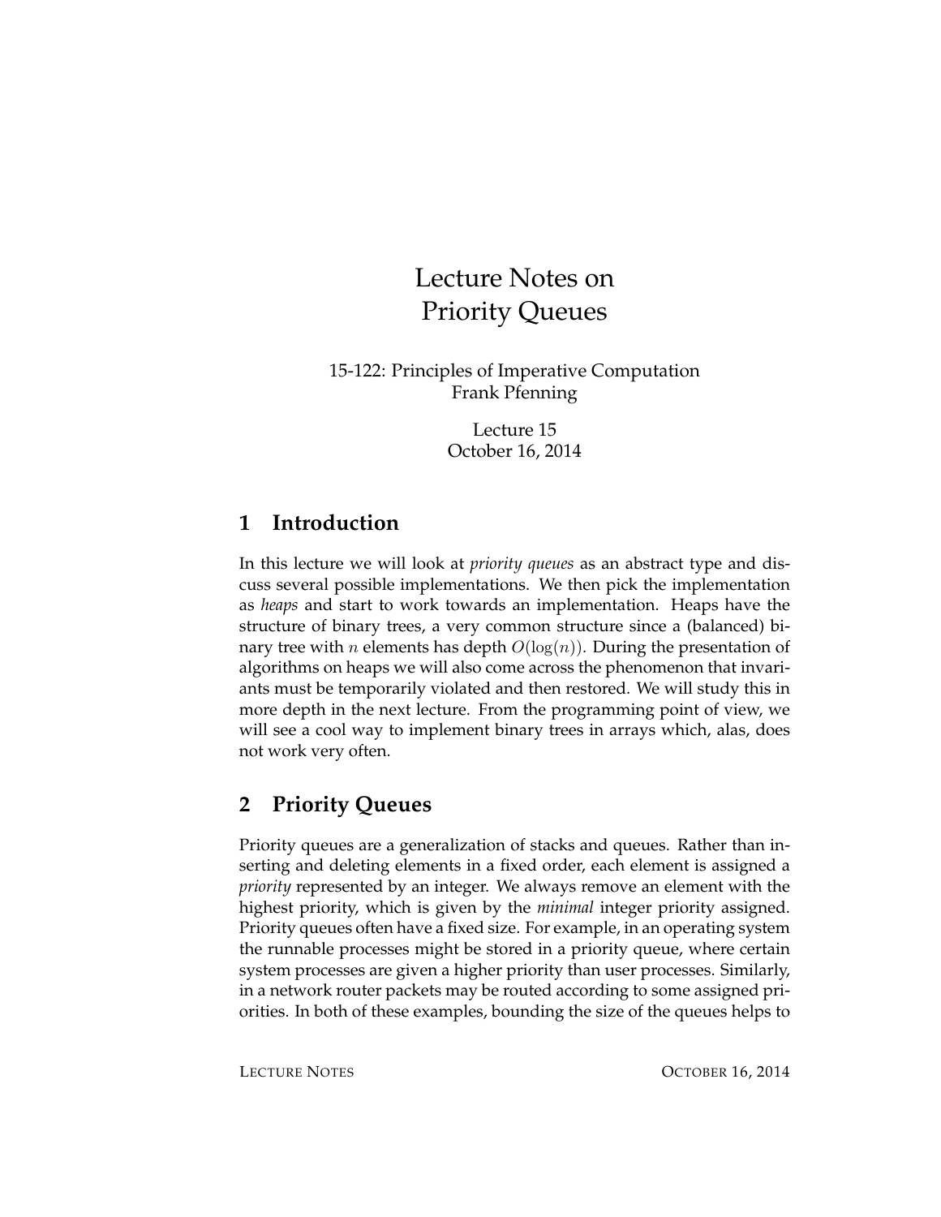# Lecture Notes on Priority Queues

15-122: Principles of Imperative Computation
Frank Pfenning

Lecture 15
October 16, 2014

## 1 Introduction

In this lecture we will look at *priority queues* as an abstract type and discuss several possible implementations. We then pick the implementation as *heaps* and start to work towards an implementation. Heaps have the structure of binary trees, a very common structure since a (balanced) binary tree with $n$ elements has depth $O(\log(n))$. During the presentation of algorithms on heaps we will also come across the phenomenon that invariants must be temporarily violated and then restored. We will study this in more depth in the next lecture. From the programming point of view, we will see a cool way to implement binary trees in arrays which, alas, does not work very often.

## 2 Priority Queues

Priority queues are a generalization of stacks and queues. Rather than inserting and deleting elements in a fixed order, each element is assigned a *priority* represented by an integer. We always remove an element with the highest priority, which is given by the *minimal* integer priority assigned. Priority queues often have a fixed size. For example, in an operating system the runnable processes might be stored in a priority queue, where certain system processes are given a higher priority than user processes. Similarly, in a network router packets may be routed according to some assigned priorities. In both of these examples, bounding the size of the queues helps to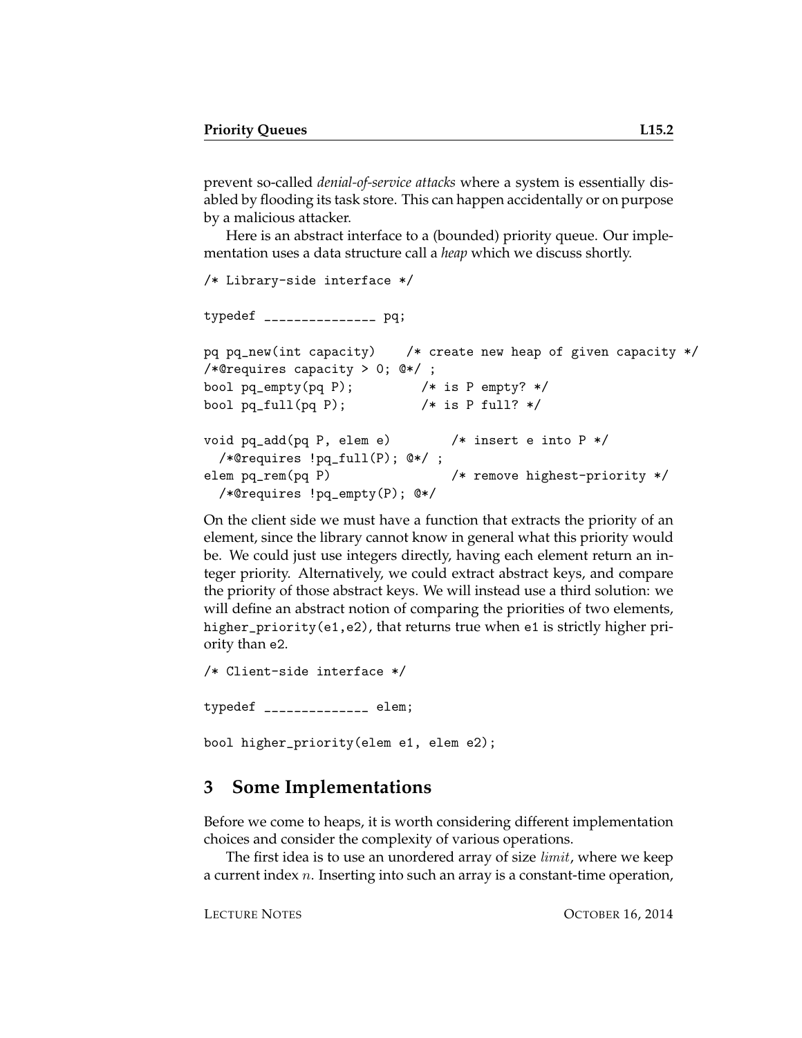prevent so-called *denial-of-service attacks* where a system is essentially disabled by flooding its task store. This can happen accidentally or on purpose by a malicious attacker.

Here is an abstract interface to a (bounded) priority queue. Our implementation uses a data structure call a *heap* which we discuss shortly.

```
/* Library-side interface */

typedef _______________ pq;

pq pq_new(int capacity)    /* create new heap of given capacity */
/*@requires capacity > 0; @*/ ;
bool pq_empty(pq P);         /* is P empty? */
bool pq_full(pq P);          /* is P full? */

void pq_add(pq P, elem e)        /* insert e into P */
  /*@requires !pq_full(P); @*/ ;
elem pq_rem(pq P)                /* remove highest-priority */
  /*@requires !pq_empty(P); @*/
```

On the client side we must have a function that extracts the priority of an element, since the library cannot know in general what this priority would be. We could just use integers directly, having each element return an integer priority. Alternatively, we could extract abstract keys, and compare the priority of those abstract keys. We will instead use a third solution: we will define an abstract notion of comparing the priorities of two elements, `higher_priority(e1,e2)`, that returns true when `e1` is strictly higher priority than `e2`.

```
/* Client-side interface */

typedef ______________ elem;

bool higher_priority(elem e1, elem e2);
```

## 3 Some Implementations

Before we come to heaps, it is worth considering different implementation choices and consider the complexity of various operations.

The first idea is to use an unordered array of size $limit$, where we keep a current index $n$. Inserting into such an array is a constant-time operation,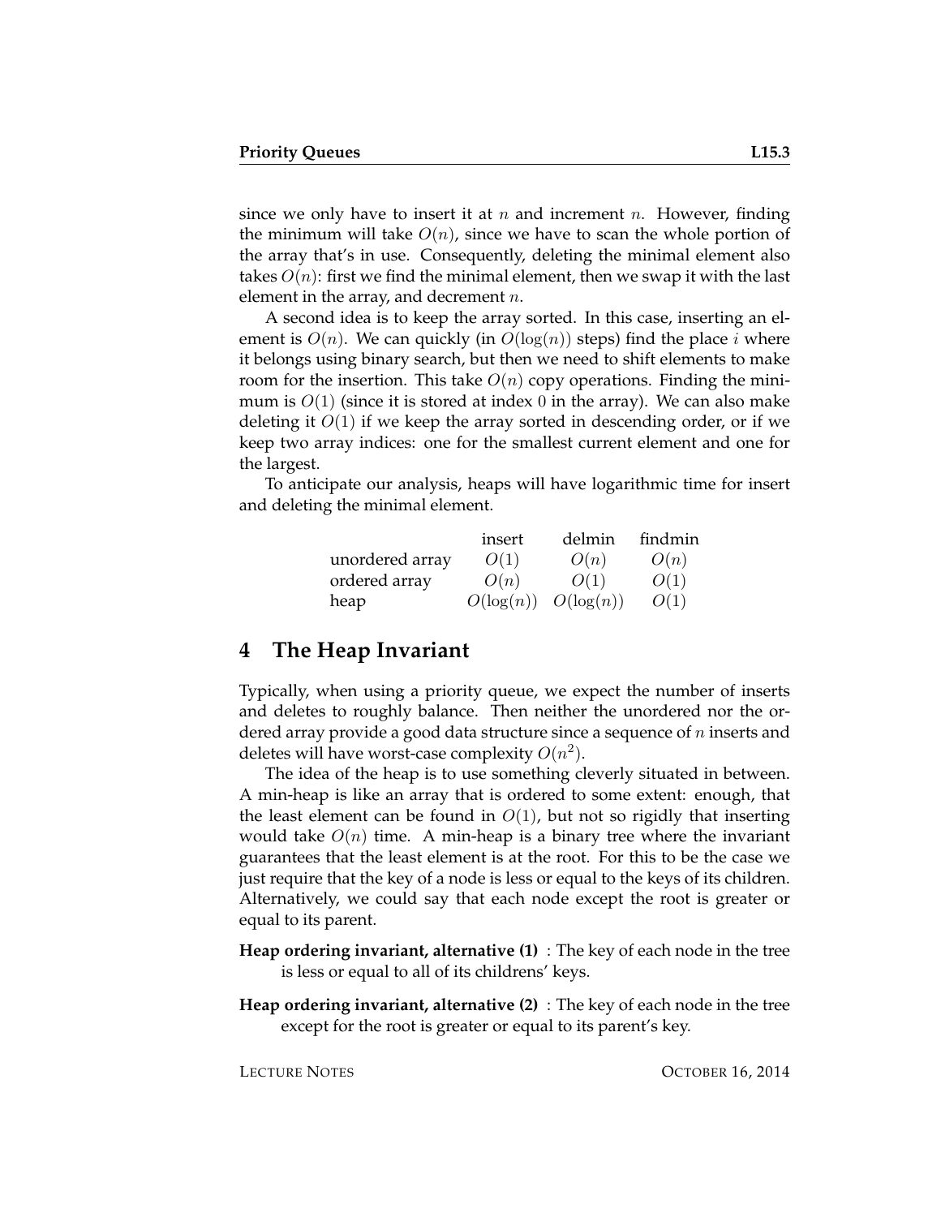since we only have to insert it at $n$ and increment $n$. However, finding the minimum will take $O(n)$, since we have to scan the whole portion of the array that's in use. Consequently, deleting the minimal element also takes $O(n)$: first we find the minimal element, then we swap it with the last element in the array, and decrement $n$.

A second idea is to keep the array sorted. In this case, inserting an element is $O(n)$. We can quickly (in $O(\log(n))$ steps) find the place $i$ where it belongs using binary search, but then we need to shift elements to make room for the insertion. This take $O(n)$ copy operations. Finding the minimum is $O(1)$ (since it is stored at index 0 in the array). We can also make deleting it $O(1)$ if we keep the array sorted in descending order, or if we keep two array indices: one for the smallest current element and one for the largest.

To anticipate our analysis, heaps will have logarithmic time for insert and deleting the minimal element.

| | insert | delmin | findmin |
|---|---|---|---|
| unordered array | $O(1)$ | $O(n)$ | $O(n)$ |
| ordered array | $O(n)$ | $O(1)$ | $O(1)$ |
| heap | $O(\log(n))$ | $O(\log(n))$ | $O(1)$ |

## 4 The Heap Invariant

Typically, when using a priority queue, we expect the number of inserts and deletes to roughly balance. Then neither the unordered nor the ordered array provide a good data structure since a sequence of $n$ inserts and deletes will have worst-case complexity $O(n^2)$.

The idea of the heap is to use something cleverly situated in between. A min-heap is like an array that is ordered to some extent: enough, that the least element can be found in $O(1)$, but not so rigidly that inserting would take $O(n)$ time. A min-heap is a binary tree where the invariant guarantees that the least element is at the root. For this to be the case we just require that the key of a node is less or equal to the keys of its children. Alternatively, we could say that each node except the root is greater or equal to its parent.

**Heap ordering invariant, alternative (1)** : The key of each node in the tree is less or equal to all of its childrens' keys.

**Heap ordering invariant, alternative (2)** : The key of each node in the tree except for the root is greater or equal to its parent's key.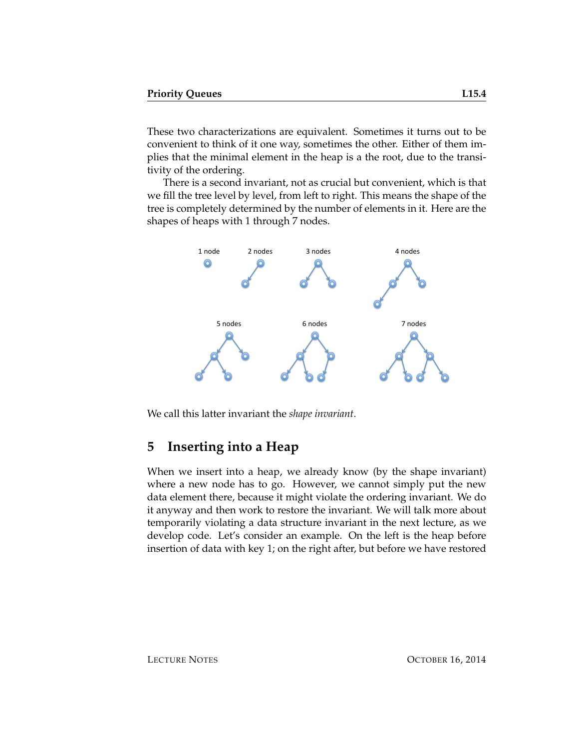These two characterizations are equivalent. Sometimes it turns out to be convenient to think of it one way, sometimes the other. Either of them implies that the minimal element in the heap is a the root, due to the transitivity of the ordering.

There is a second invariant, not as crucial but convenient, which is that we fill the tree level by level, from left to right. This means the shape of the tree is completely determined by the number of elements in it. Here are the shapes of heaps with 1 through 7 nodes.

We call this latter invariant the *shape invariant*.

## 5 Inserting into a Heap

When we insert into a heap, we already know (by the shape invariant) where a new node has to go. However, we cannot simply put the new data element there, because it might violate the ordering invariant. We do it anyway and then work to restore the invariant. We will talk more about temporarily violating a data structure invariant in the next lecture, as we develop code. Let's consider an example. On the left is the heap before insertion of data with key 1; on the right after, but before we have restored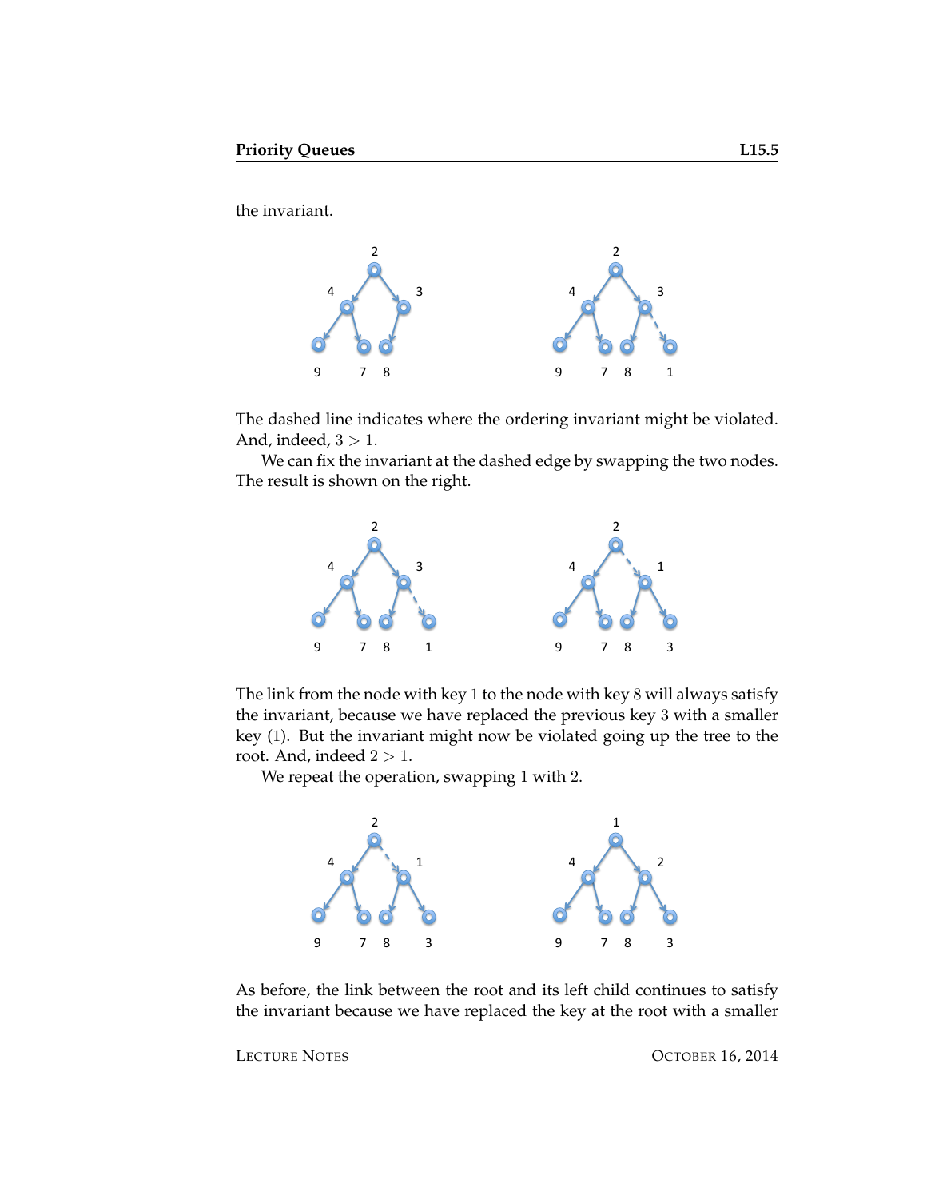the invariant.

The dashed line indicates where the ordering invariant might be violated. And, indeed, $3 > 1$.

We can fix the invariant at the dashed edge by swapping the two nodes. The result is shown on the right.

The link from the node with key 1 to the node with key 8 will always satisfy the invariant, because we have replaced the previous key 3 with a smaller key (1). But the invariant might now be violated going up the tree to the root. And, indeed $2 > 1$.

We repeat the operation, swapping 1 with 2.

As before, the link between the root and its left child continues to satisfy the invariant because we have replaced the key at the root with a smaller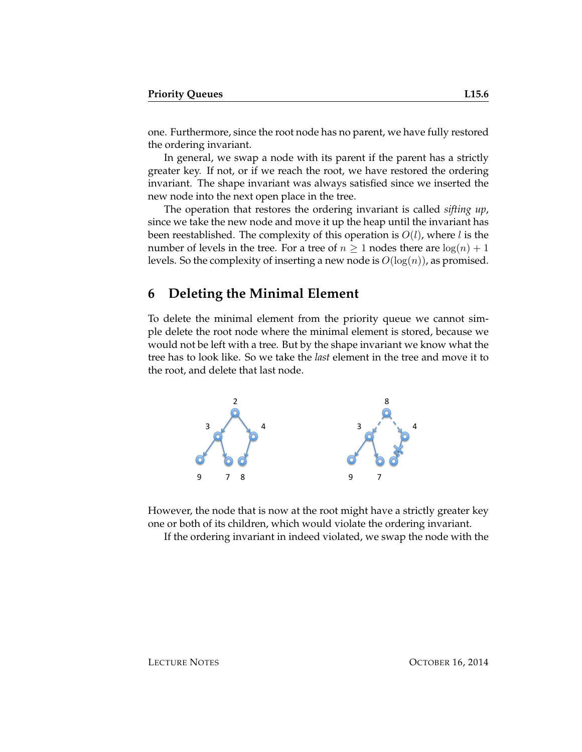one. Furthermore, since the root node has no parent, we have fully restored the ordering invariant.

In general, we swap a node with its parent if the parent has a strictly greater key. If not, or if we reach the root, we have restored the ordering invariant. The shape invariant was always satisfied since we inserted the new node into the next open place in the tree.

The operation that restores the ordering invariant is called *sifting up*, since we take the new node and move it up the heap until the invariant has been reestablished. The complexity of this operation is $O(l)$, where $l$ is the number of levels in the tree. For a tree of $n \geq 1$ nodes there are $\log(n) + 1$ levels. So the complexity of inserting a new node is $O(\log(n))$, as promised.

## 6 Deleting the Minimal Element

To delete the minimal element from the priority queue we cannot simple delete the root node where the minimal element is stored, because we would not be left with a tree. But by the shape invariant we know what the tree has to look like. So we take the *last* element in the tree and move it to the root, and delete that last node.

However, the node that is now at the root might have a strictly greater key one or both of its children, which would violate the ordering invariant.

If the ordering invariant in indeed violated, we swap the node with the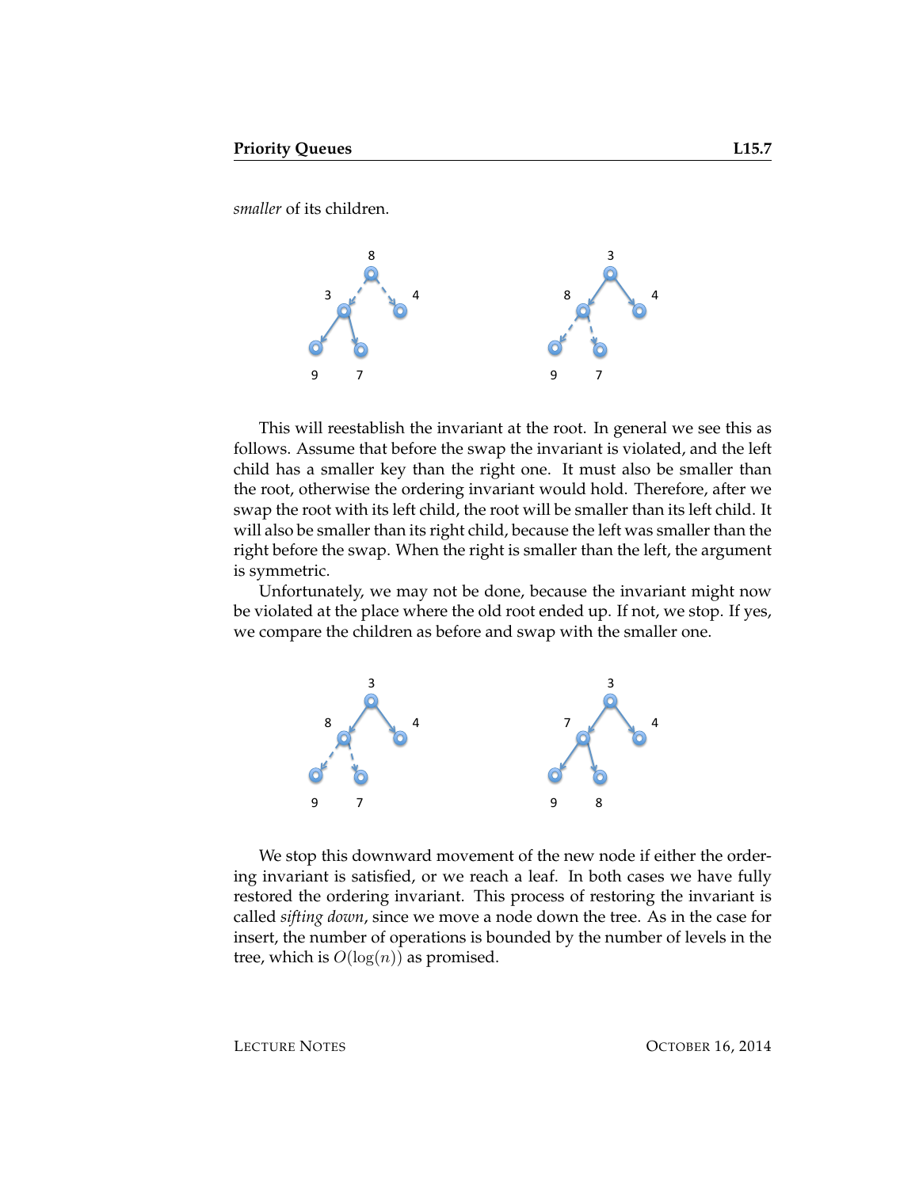*smaller* of its children.

This will reestablish the invariant at the root. In general we see this as follows. Assume that before the swap the invariant is violated, and the left child has a smaller key than the right one. It must also be smaller than the root, otherwise the ordering invariant would hold. Therefore, after we swap the root with its left child, the root will be smaller than its left child. It will also be smaller than its right child, because the left was smaller than the right before the swap. When the right is smaller than the left, the argument is symmetric.

Unfortunately, we may not be done, because the invariant might now be violated at the place where the old root ended up. If not, we stop. If yes, we compare the children as before and swap with the smaller one.

We stop this downward movement of the new node if either the ordering invariant is satisfied, or we reach a leaf. In both cases we have fully restored the ordering invariant. This process of restoring the invariant is called *sifting down*, since we move a node down the tree. As in the case for insert, the number of operations is bounded by the number of levels in the tree, which is $O(\log(n))$ as promised.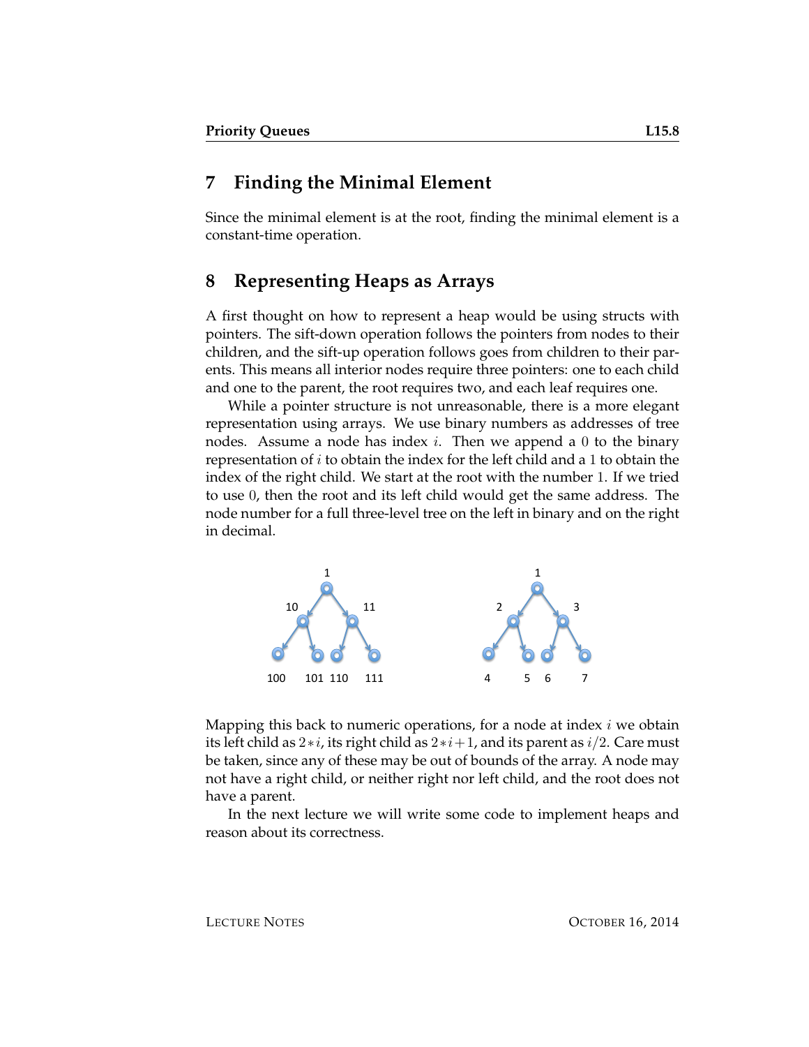## 7 Finding the Minimal Element

Since the minimal element is at the root, finding the minimal element is a constant-time operation.

## 8 Representing Heaps as Arrays

A first thought on how to represent a heap would be using structs with pointers. The sift-down operation follows the pointers from nodes to their children, and the sift-up operation follows goes from children to their parents. This means all interior nodes require three pointers: one to each child and one to the parent, the root requires two, and each leaf requires one.

While a pointer structure is not unreasonable, there is a more elegant representation using arrays. We use binary numbers as addresses of tree nodes. Assume a node has index $i$. Then we append a $0$ to the binary representation of $i$ to obtain the index for the left child and a $1$ to obtain the index of the right child. We start at the root with the number $1$. If we tried to use $0$, then the root and its left child would get the same address. The node number for a full three-level tree on the left in binary and on the right in decimal.

Mapping this back to numeric operations, for a node at index $i$ we obtain its left child as $2*i$, its right child as $2*i+1$, and its parent as $i/2$. Care must be taken, since any of these may be out of bounds of the array. A node may not have a right child, or neither right nor left child, and the root does not have a parent.

In the next lecture we will write some code to implement heaps and reason about its correctness.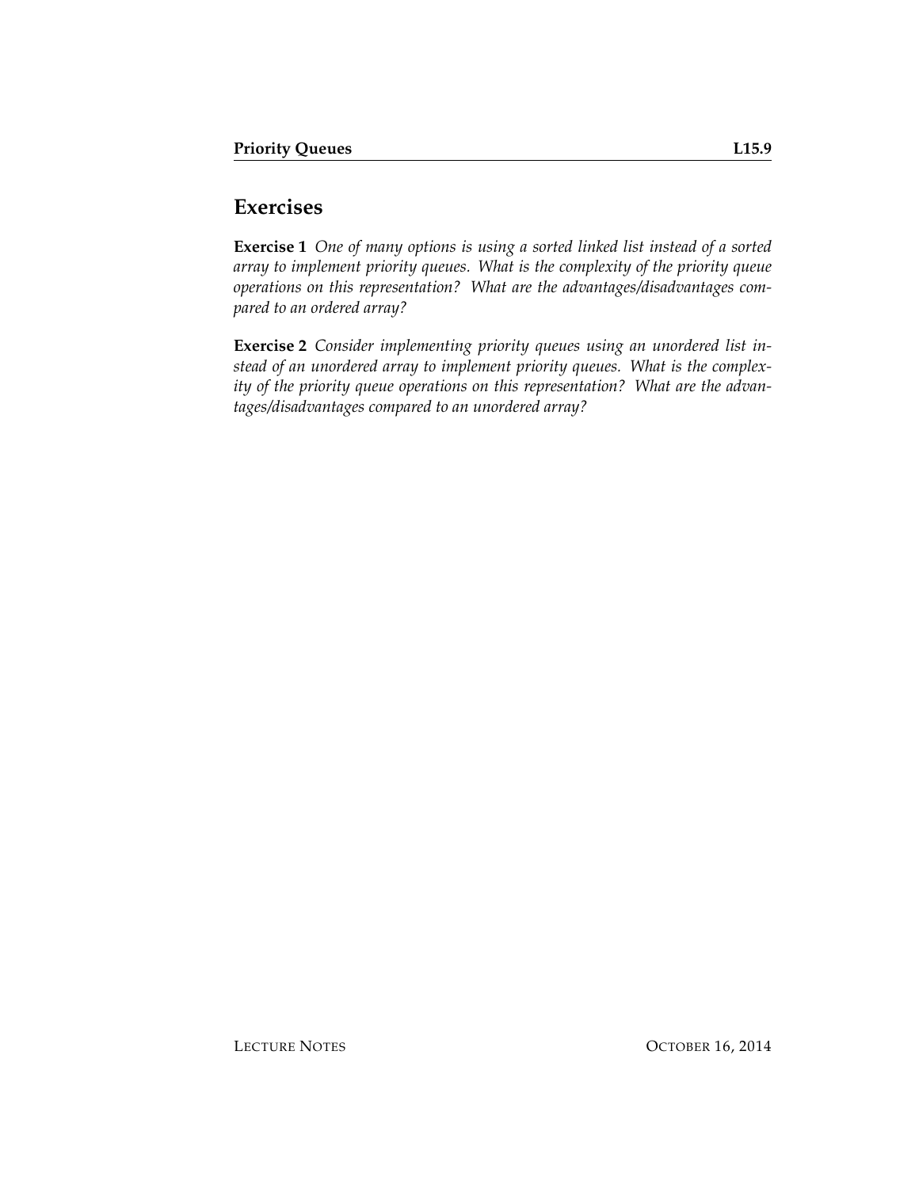## Exercises

**Exercise 1** *One of many options is using a sorted linked list instead of a sorted array to implement priority queues. What is the complexity of the priority queue operations on this representation? What are the advantages/disadvantages compared to an ordered array?*

**Exercise 2** *Consider implementing priority queues using an unordered list instead of an unordered array to implement priority queues. What is the complexity of the priority queue operations on this representation? What are the advantages/disadvantages compared to an unordered array?*